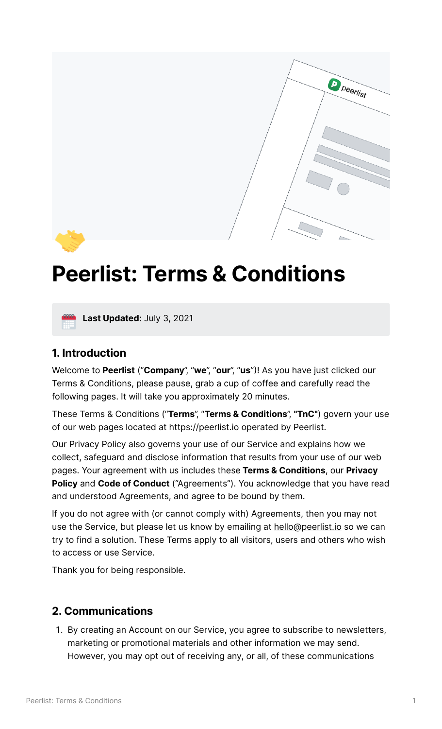# Peerlist: Terms & Conditions

**Last Updated**: July 3, 2021

## 1. Introduction

Welcome to **Peerlist** ("**Company**", "**we**", "**our**", "**us**")! As you have just clicked our Terms & Conditions, please pause, grab a cup of coffee and carefully read the following pages. It will take you approximately 20 minutes.

These Terms & Conditions ("**Terms**", "**Terms & Conditions**", **"TnC"**) govern your use of our web pages located at https://peerlist.io operated by Peerlist.

Our Privacy Policy also governs your use of our Service and explains how we collect, safeguard and disclose information that results from your use of our web pages. Your agreement with us includes these **Terms & Conditions**, our **Privacy Policy** and **Code of Conduct** ("Agreements"). You acknowledge that you have read and understood Agreements, and agree to be bound by them.

If you do not agree with (or cannot comply with) Agreements, then you may not use the Service, but please let us know by emailing at hello@peerlist.io so we can try to find a solution. These Terms apply to all visitors, users and others who wish to access or use Service.

Thank you for being responsible.

## 2. Communications

1. By creating an Account on our Service, you agree to subscribe to newsletters, marketing or promotional materials and other information we may send. However, you may opt out of receiving any, or all, of these communications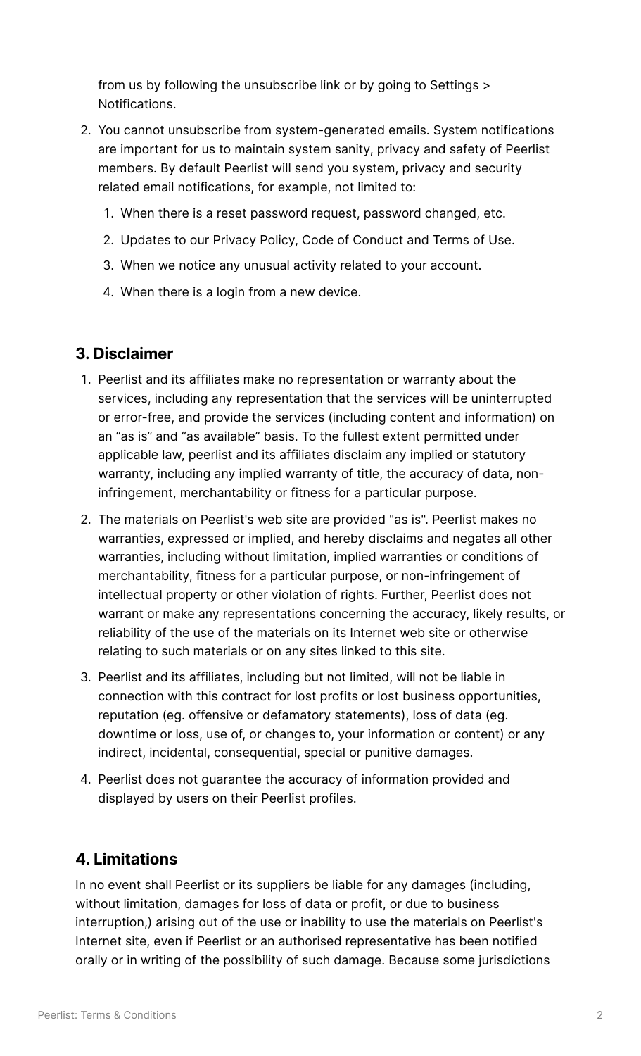from us by following the unsubscribe link or by going to Settings > Notifications.

2. You cannot unsubscribe from system-generated emails. System notifications are important for us to maintain system sanity, privacy and safety of Peerlist members. By default Peerlist will send you system, privacy and security related email notifications, for example, not limited to:
   1. When there is a reset password request, password changed, etc.
   2. Updates to our Privacy Policy, Code of Conduct and Terms of Use.
   3. When we notice any unusual activity related to your account.
   4. When there is a login from a new device.

## 3. Disclaimer

1. Peerlist and its affiliates make no representation or warranty about the services, including any representation that the services will be uninterrupted or error-free, and provide the services (including content and information) on an “as is” and “as available” basis. To the fullest extent permitted under applicable law, peerlist and its affiliates disclaim any implied or statutory warranty, including any implied warranty of title, the accuracy of data, non-infringement, merchantability or fitness for a particular purpose.
2. The materials on Peerlist's web site are provided "as is". Peerlist makes no warranties, expressed or implied, and hereby disclaims and negates all other warranties, including without limitation, implied warranties or conditions of merchantability, fitness for a particular purpose, or non-infringement of intellectual property or other violation of rights. Further, Peerlist does not warrant or make any representations concerning the accuracy, likely results, or reliability of the use of the materials on its Internet web site or otherwise relating to such materials or on any sites linked to this site.
3. Peerlist and its affiliates, including but not limited, will not be liable in connection with this contract for lost profits or lost business opportunities, reputation (eg. offensive or defamatory statements), loss of data (eg. downtime or loss, use of, or changes to, your information or content) or any indirect, incidental, consequential, special or punitive damages.
4. Peerlist does not guarantee the accuracy of information provided and displayed by users on their Peerlist profiles.

## 4. Limitations

In no event shall Peerlist or its suppliers be liable for any damages (including, without limitation, damages for loss of data or profit, or due to business interruption,) arising out of the use or inability to use the materials on Peerlist's Internet site, even if Peerlist or an authorised representative has been notified orally or in writing of the possibility of such damage. Because some jurisdictions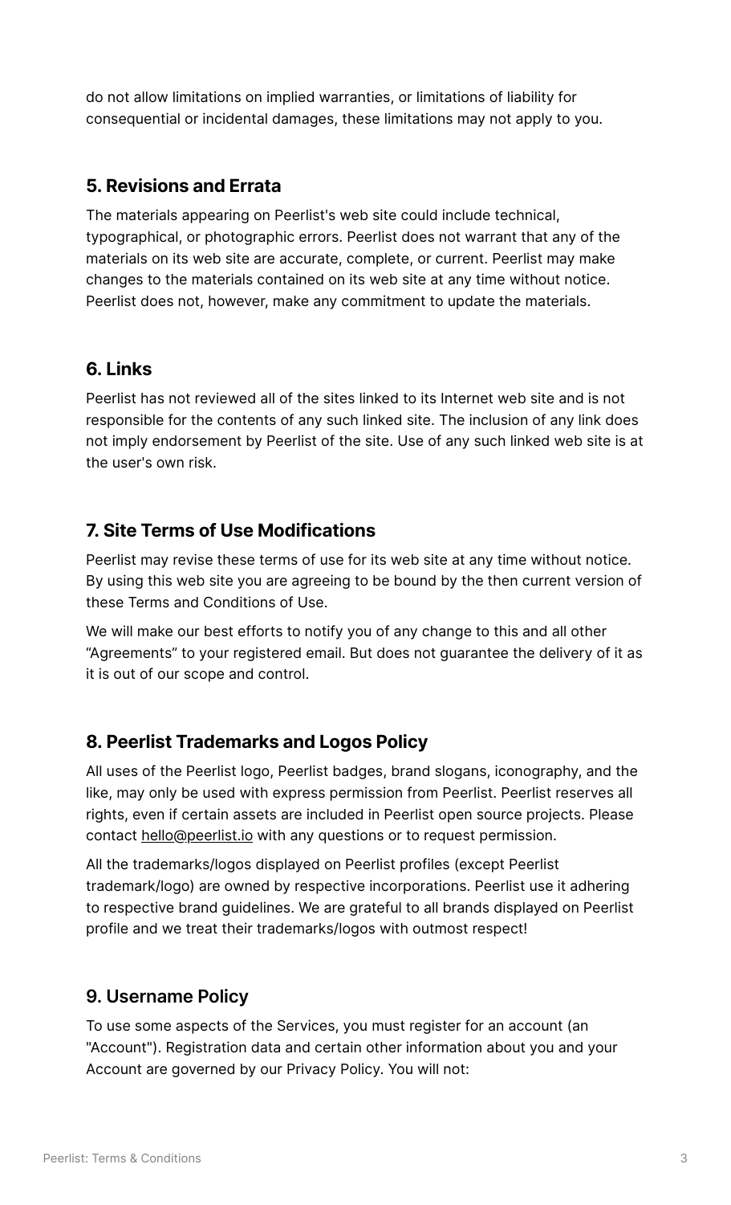do not allow limitations on implied warranties, or limitations of liability for consequential or incidental damages, these limitations may not apply to you.

### 5. Revisions and Errata

The materials appearing on Peerlist's web site could include technical, typographical, or photographic errors. Peerlist does not warrant that any of the materials on its web site are accurate, complete, or current. Peerlist may make changes to the materials contained on its web site at any time without notice. Peerlist does not, however, make any commitment to update the materials.

### 6. Links

Peerlist has not reviewed all of the sites linked to its Internet web site and is not responsible for the contents of any such linked site. The inclusion of any link does not imply endorsement by Peerlist of the site. Use of any such linked web site is at the user's own risk.

### 7. Site Terms of Use Modifications

Peerlist may revise these terms of use for its web site at any time without notice. By using this web site you are agreeing to be bound by the then current version of these Terms and Conditions of Use.

We will make our best efforts to notify you of any change to this and all other “Agreements” to your registered email. But does not guarantee the delivery of it as it is out of our scope and control.

### 8. Peerlist Trademarks and Logos Policy

All uses of the Peerlist logo, Peerlist badges, brand slogans, iconography, and the like, may only be used with express permission from Peerlist. Peerlist reserves all rights, even if certain assets are included in Peerlist open source projects. Please contact hello@peerlist.io with any questions or to request permission.

All the trademarks/logos displayed on Peerlist profiles (except Peerlist trademark/logo) are owned by respective incorporations. Peerlist use it adhering to respective brand guidelines. We are grateful to all brands displayed on Peerlist profile and we treat their trademarks/logos with outmost respect!

### 9. Username Policy

To use some aspects of the Services, you must register for an account (an "Account"). Registration data and certain other information about you and your Account are governed by our Privacy Policy. You will not: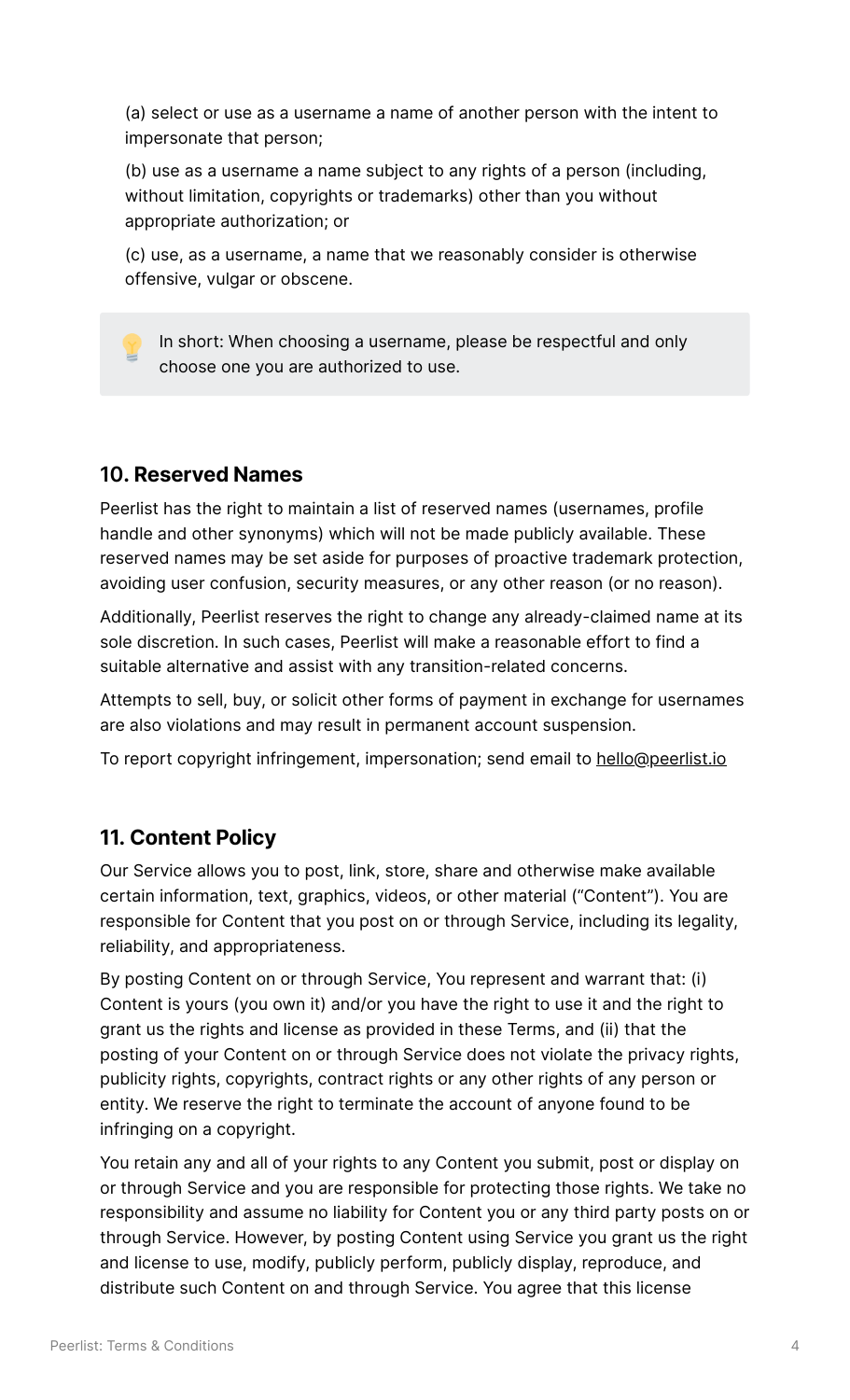(a) select or use as a username a name of another person with the intent to impersonate that person;

(b) use as a username a name subject to any rights of a person (including, without limitation, copyrights or trademarks) other than you without appropriate authorization; or

(c) use, as a username, a name that we reasonably consider is otherwise offensive, vulgar or obscene.

> 💡 In short: When choosing a username, please be respectful and only choose one you are authorized to use.

## 10. Reserved Names

Peerlist has the right to maintain a list of reserved names (usernames, profile handle and other synonyms) which will not be made publicly available. These reserved names may be set aside for purposes of proactive trademark protection, avoiding user confusion, security measures, or any other reason (or no reason).

Additionally, Peerlist reserves the right to change any already-claimed name at its sole discretion. In such cases, Peerlist will make a reasonable effort to find a suitable alternative and assist with any transition-related concerns.

Attempts to sell, buy, or solicit other forms of payment in exchange for usernames are also violations and may result in permanent account suspension.

To report copyright infringement, impersonation; send email to hello@peerlist.io

## 11. Content Policy

Our Service allows you to post, link, store, share and otherwise make available certain information, text, graphics, videos, or other material ("Content"). You are responsible for Content that you post on or through Service, including its legality, reliability, and appropriateness.

By posting Content on or through Service, You represent and warrant that: (i) Content is yours (you own it) and/or you have the right to use it and the right to grant us the rights and license as provided in these Terms, and (ii) that the posting of your Content on or through Service does not violate the privacy rights, publicity rights, copyrights, contract rights or any other rights of any person or entity. We reserve the right to terminate the account of anyone found to be infringing on a copyright.

You retain any and all of your rights to any Content you submit, post or display on or through Service and you are responsible for protecting those rights. We take no responsibility and assume no liability for Content you or any third party posts on or through Service. However, by posting Content using Service you grant us the right and license to use, modify, publicly perform, publicly display, reproduce, and distribute such Content on and through Service. You agree that this license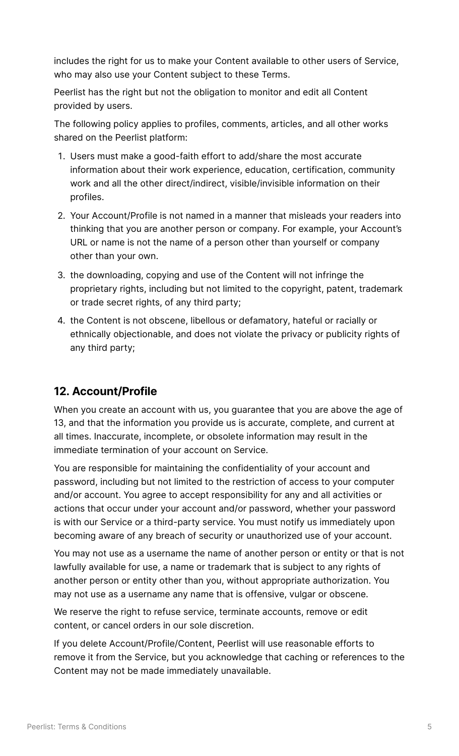includes the right for us to make your Content available to other users of Service, who may also use your Content subject to these Terms.

Peerlist has the right but not the obligation to monitor and edit all Content provided by users.

The following policy applies to profiles, comments, articles, and all other works shared on the Peerlist platform:

1. Users must make a good-faith effort to add/share the most accurate information about their work experience, education, certification, community work and all the other direct/indirect, visible/invisible information on their profiles.
2. Your Account/Profile is not named in a manner that misleads your readers into thinking that you are another person or company. For example, your Account's URL or name is not the name of a person other than yourself or company other than your own.
3. the downloading, copying and use of the Content will not infringe the proprietary rights, including but not limited to the copyright, patent, trademark or trade secret rights, of any third party;
4. the Content is not obscene, libellous or defamatory, hateful or racially or ethnically objectionable, and does not violate the privacy or publicity rights of any third party;

## 12. Account/Profile

When you create an account with us, you guarantee that you are above the age of 13, and that the information you provide us is accurate, complete, and current at all times. Inaccurate, incomplete, or obsolete information may result in the immediate termination of your account on Service.

You are responsible for maintaining the confidentiality of your account and password, including but not limited to the restriction of access to your computer and/or account. You agree to accept responsibility for any and all activities or actions that occur under your account and/or password, whether your password is with our Service or a third-party service. You must notify us immediately upon becoming aware of any breach of security or unauthorized use of your account.

You may not use as a username the name of another person or entity or that is not lawfully available for use, a name or trademark that is subject to any rights of another person or entity other than you, without appropriate authorization. You may not use as a username any name that is offensive, vulgar or obscene.

We reserve the right to refuse service, terminate accounts, remove or edit content, or cancel orders in our sole discretion.

If you delete Account/Profile/Content, Peerlist will use reasonable efforts to remove it from the Service, but you acknowledge that caching or references to the Content may not be made immediately unavailable.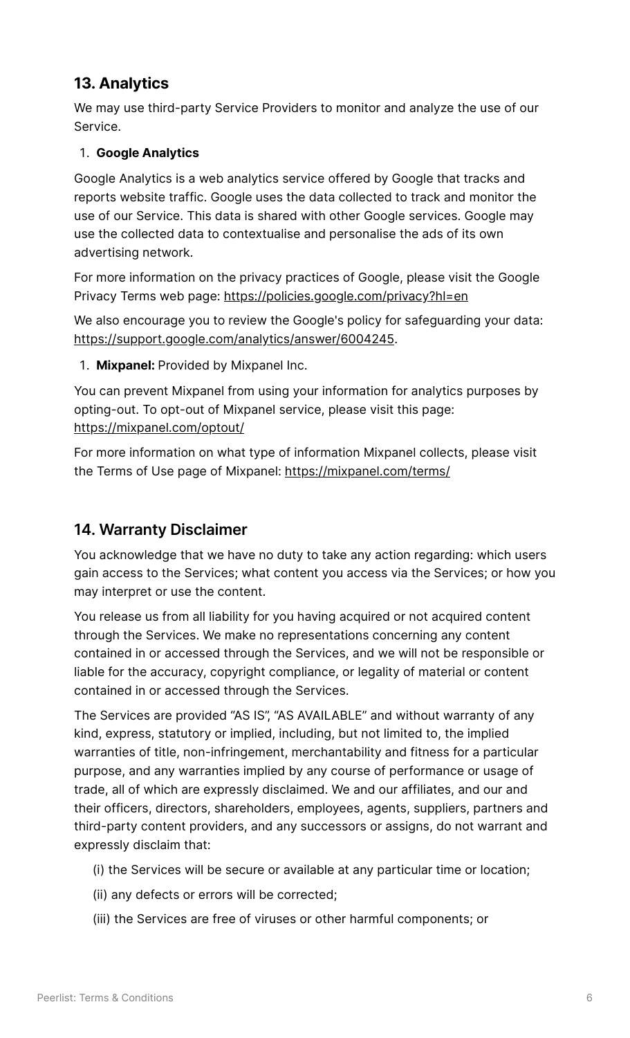## 13. Analytics

We may use third-party Service Providers to monitor and analyze the use of our Service.

1. **Google Analytics**

Google Analytics is a web analytics service offered by Google that tracks and reports website traffic. Google uses the data collected to track and monitor the use of our Service. This data is shared with other Google services. Google may use the collected data to contextualise and personalise the ads of its own advertising network.

For more information on the privacy practices of Google, please visit the Google Privacy Terms web page: https://policies.google.com/privacy?hl=en

We also encourage you to review the Google's policy for safeguarding your data: https://support.google.com/analytics/answer/6004245.

1. **Mixpanel:** Provided by Mixpanel Inc.

You can prevent Mixpanel from using your information for analytics purposes by opting-out. To opt-out of Mixpanel service, please visit this page: https://mixpanel.com/optout/

For more information on what type of information Mixpanel collects, please visit the Terms of Use page of Mixpanel: https://mixpanel.com/terms/

## 14. Warranty Disclaimer

You acknowledge that we have no duty to take any action regarding: which users gain access to the Services; what content you access via the Services; or how you may interpret or use the content.

You release us from all liability for you having acquired or not acquired content through the Services. We make no representations concerning any content contained in or accessed through the Services, and we will not be responsible or liable for the accuracy, copyright compliance, or legality of material or content contained in or accessed through the Services.

The Services are provided “AS IS”, “AS AVAILABLE” and without warranty of any kind, express, statutory or implied, including, but not limited to, the implied warranties of title, non-infringement, merchantability and fitness for a particular purpose, and any warranties implied by any course of performance or usage of trade, all of which are expressly disclaimed. We and our affiliates, and our and their officers, directors, shareholders, employees, agents, suppliers, partners and third-party content providers, and any successors or assigns, do not warrant and expressly disclaim that:

(i) the Services will be secure or available at any particular time or location;

(ii) any defects or errors will be corrected;

(iii) the Services are free of viruses or other harmful components; or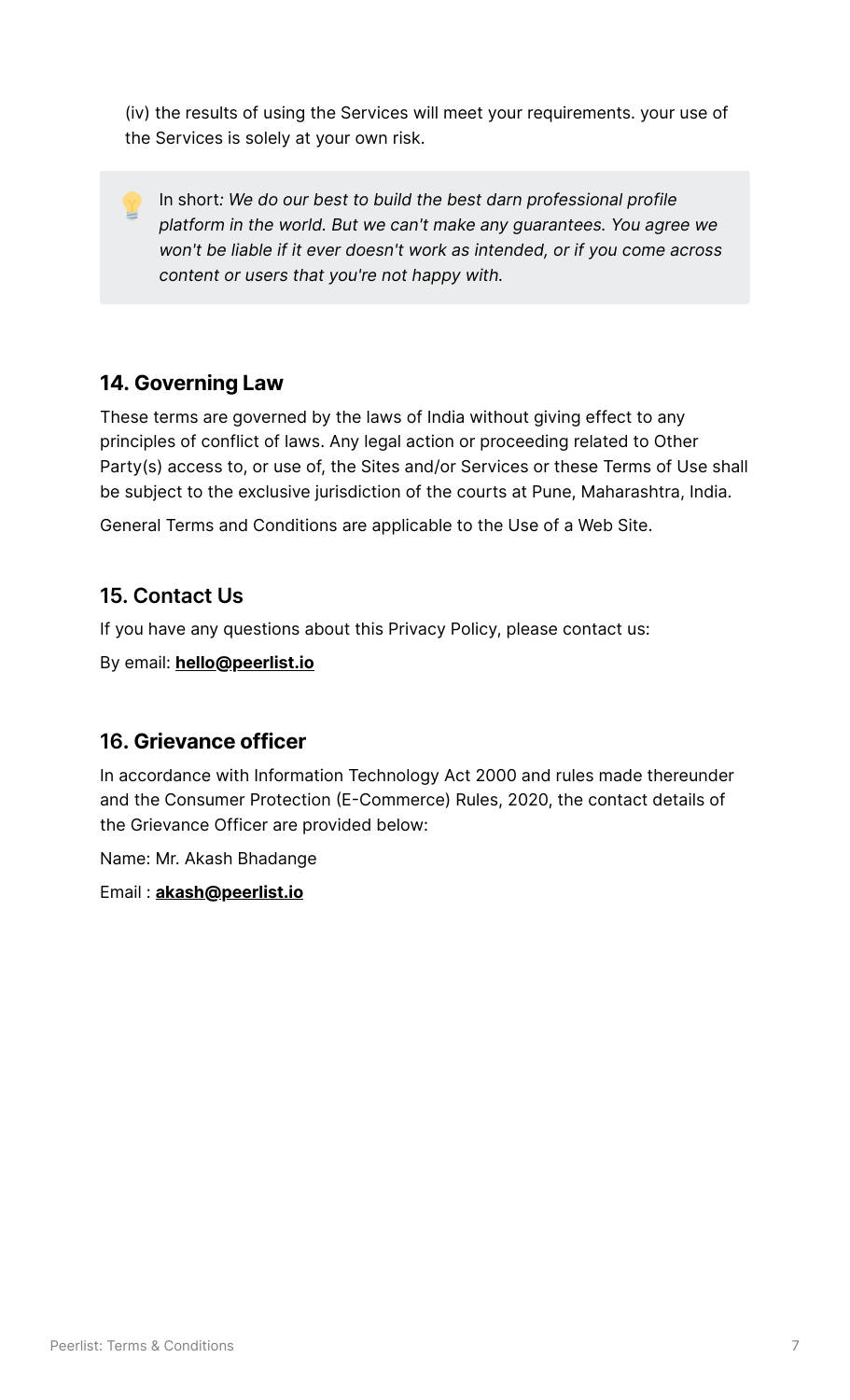(iv) the results of using the Services will meet your requirements. your use of the Services is solely at your own risk.

> In short: *We do our best to build the best darn professional profile platform in the world. But we can't make any guarantees. You agree we won't be liable if it ever doesn't work as intended, or if you come across content or users that you're not happy with.*

## 14. Governing Law

These terms are governed by the laws of India without giving effect to any principles of conflict of laws. Any legal action or proceeding related to Other Party(s) access to, or use of, the Sites and/or Services or these Terms of Use shall be subject to the exclusive jurisdiction of the courts at Pune, Maharashtra, India.

General Terms and Conditions are applicable to the Use of a Web Site.

## 15. Contact Us

If you have any questions about this Privacy Policy, please contact us:

By email: **hello@peerlist.io**

## 16. Grievance officer

In accordance with Information Technology Act 2000 and rules made thereunder and the Consumer Protection (E-Commerce) Rules, 2020, the contact details of the Grievance Officer are provided below:

Name: Mr. Akash Bhadange

Email : **akash@peerlist.io**